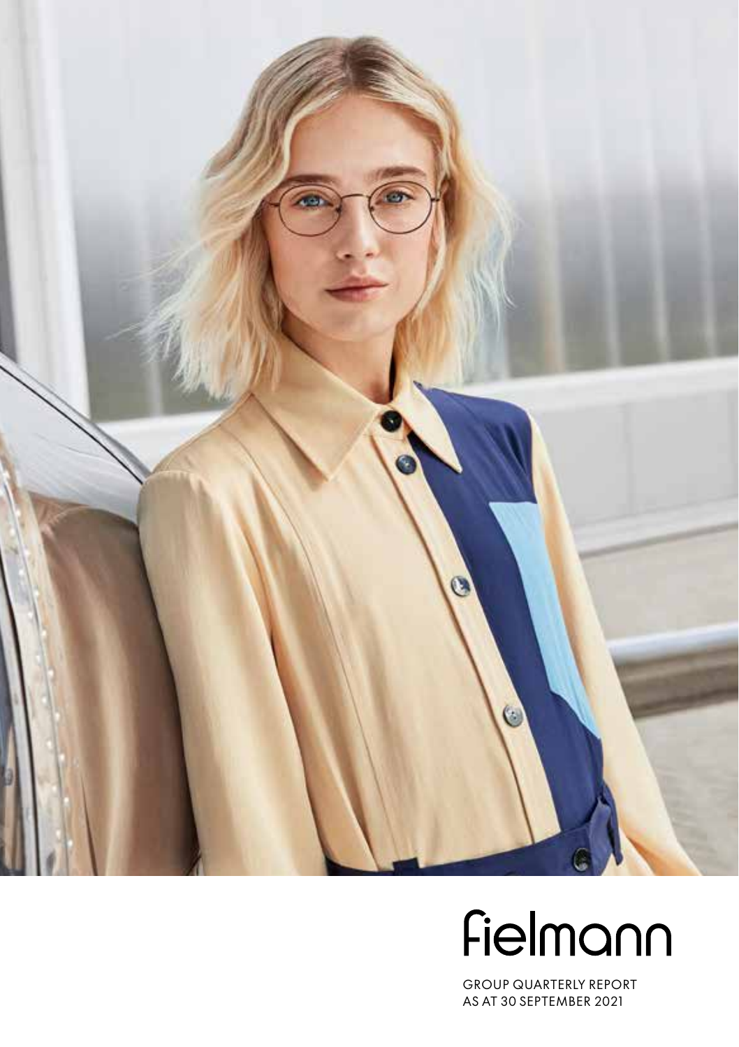fielmann

GROUP QUARTERLY REPORT
AS AT 30 SEPTEMBER 2021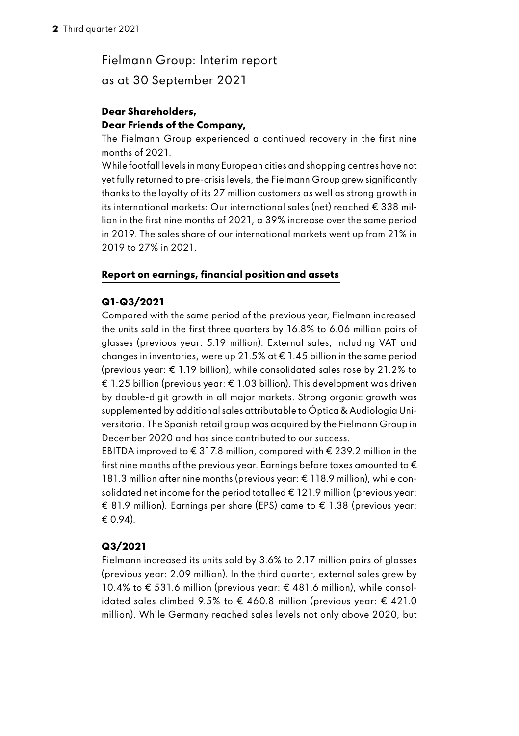# Fielmann Group: Interim report as at 30 September 2021

**Dear Shareholders,**
**Dear Friends of the Company,**

The Fielmann Group experienced a continued recovery in the first nine months of 2021.

While footfall levels in many European cities and shopping centres have not yet fully returned to pre-crisis levels, the Fielmann Group grew significantly thanks to the loyalty of its 27 million customers as well as strong growth in its international markets: Our international sales (net) reached € 338 million in the first nine months of 2021, a 39% increase over the same period in 2019. The sales share of our international markets went up from 21% in 2019 to 27% in 2021.

## Report on earnings, financial position and assets

### Q1-Q3/2021

Compared with the same period of the previous year, Fielmann increased the units sold in the first three quarters by 16.8% to 6.06 million pairs of glasses (previous year: 5.19 million). External sales, including VAT and changes in inventories, were up 21.5% at € 1.45 billion in the same period (previous year: € 1.19 billion), while consolidated sales rose by 21.2% to € 1.25 billion (previous year: € 1.03 billion). This development was driven by double-digit growth in all major markets. Strong organic growth was supplemented by additional sales attributable to Óptica & Audiología Universitaria. The Spanish retail group was acquired by the Fielmann Group in December 2020 and has since contributed to our success.

EBITDA improved to € 317.8 million, compared with € 239.2 million in the first nine months of the previous year. Earnings before taxes amounted to € 181.3 million after nine months (previous year: € 118.9 million), while consolidated net income for the period totalled € 121.9 million (previous year: € 81.9 million). Earnings per share (EPS) came to € 1.38 (previous year: € 0.94).

### Q3/2021

Fielmann increased its units sold by 3.6% to 2.17 million pairs of glasses (previous year: 2.09 million). In the third quarter, external sales grew by 10.4% to € 531.6 million (previous year: € 481.6 million), while consolidated sales climbed 9.5% to € 460.8 million (previous year: € 421.0 million). While Germany reached sales levels not only above 2020, but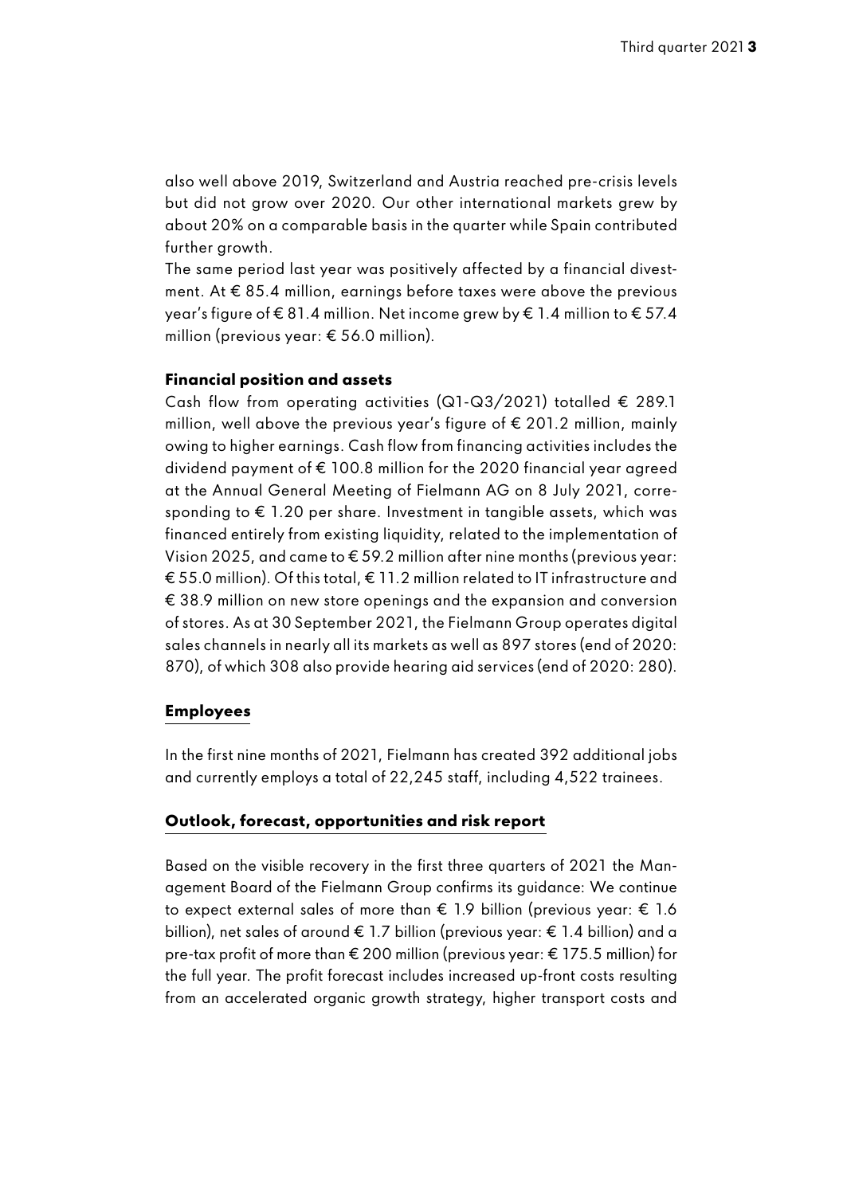also well above 2019, Switzerland and Austria reached pre-crisis levels but did not grow over 2020. Our other international markets grew by about 20% on a comparable basis in the quarter while Spain contributed further growth.

The same period last year was positively affected by a financial divestment. At € 85.4 million, earnings before taxes were above the previous year's figure of € 81.4 million. Net income grew by € 1.4 million to € 57.4 million (previous year: € 56.0 million).

**Financial position and assets**

Cash flow from operating activities (Q1-Q3/2021) totalled € 289.1 million, well above the previous year's figure of € 201.2 million, mainly owing to higher earnings. Cash flow from financing activities includes the dividend payment of € 100.8 million for the 2020 financial year agreed at the Annual General Meeting of Fielmann AG on 8 July 2021, corresponding to € 1.20 per share. Investment in tangible assets, which was financed entirely from existing liquidity, related to the implementation of Vision 2025, and came to € 59.2 million after nine months (previous year: € 55.0 million). Of this total, € 11.2 million related to IT infrastructure and € 38.9 million on new store openings and the expansion and conversion of stores. As at 30 September 2021, the Fielmann Group operates digital sales channels in nearly all its markets as well as 897 stores (end of 2020: 870), of which 308 also provide hearing aid services (end of 2020: 280).

## Employees

In the first nine months of 2021, Fielmann has created 392 additional jobs and currently employs a total of 22,245 staff, including 4,522 trainees.

## Outlook, forecast, opportunities and risk report

Based on the visible recovery in the first three quarters of 2021 the Management Board of the Fielmann Group confirms its guidance: We continue to expect external sales of more than € 1.9 billion (previous year: € 1.6 billion), net sales of around € 1.7 billion (previous year: € 1.4 billion) and a pre-tax profit of more than € 200 million (previous year: € 175.5 million) for the full year. The profit forecast includes increased up-front costs resulting from an accelerated organic growth strategy, higher transport costs and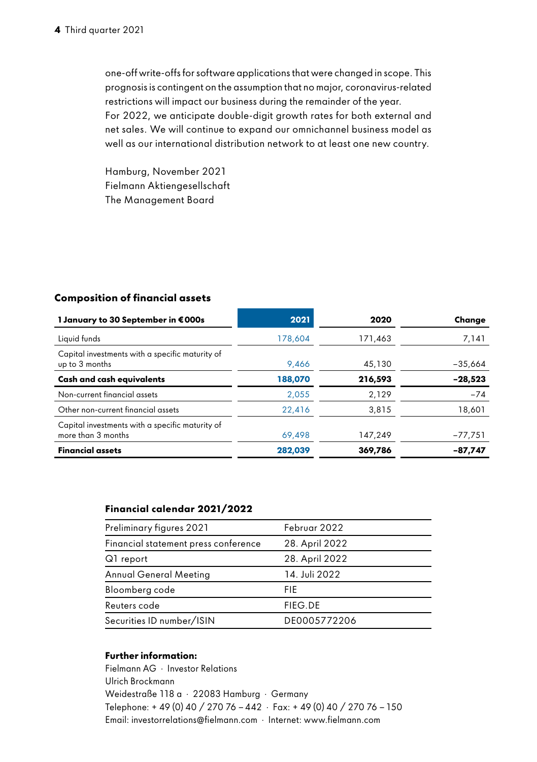one-off write-offs for software applications that were changed in scope. This prognosis is contingent on the assumption that no major, coronavirus-related restrictions will impact our business during the remainder of the year.
For 2022, we anticipate double-digit growth rates for both external and net sales. We will continue to expand our omnichannel business model as well as our international distribution network to at least one new country.

Hamburg, November 2021
Fielmann Aktiengesellschaft
The Management Board

### Composition of financial assets

| 1 January to 30 September in €000s | 2021 | 2020 | Change |
|---|---|---|---|
| Liquid funds | 178,604 | 171,463 | 7,141 |
| Capital investments with a specific maturity of up to 3 months | 9,466 | 45,130 | –35,664 |
| **Cash and cash equivalents** | **188,070** | **216,593** | **–28,523** |
| Non-current financial assets | 2,055 | 2,129 | –74 |
| Other non-current financial assets | 22,416 | 3,815 | 18,601 |
| Capital investments with a specific maturity of more than 3 months | 69,498 | 147,249 | –77,751 |
| **Financial assets** | **282,039** | **369,786** | **–87,747** |

### Financial calendar 2021/2022

| | |
|---|---|
| Preliminary figures 2021 | Februar 2022 |
| Financial statement press conference | 28. April 2022 |
| Q1 report | 28. April 2022 |
| Annual General Meeting | 14. Juli 2022 |
| Bloomberg code | FIE |
| Reuters code | FIEG.DE |
| Securities ID number/ISIN | DE0005772206 |

**Further information:**
Fielmann AG · Investor Relations
Ulrich Brockmann
Weidestraße 118 a · 22083 Hamburg · Germany
Telephone: + 49 (0) 40 / 270 76 – 442 · Fax: + 49 (0) 40 / 270 76 – 150
Email: investorrelations@fielmann.com · Internet: www.fielmann.com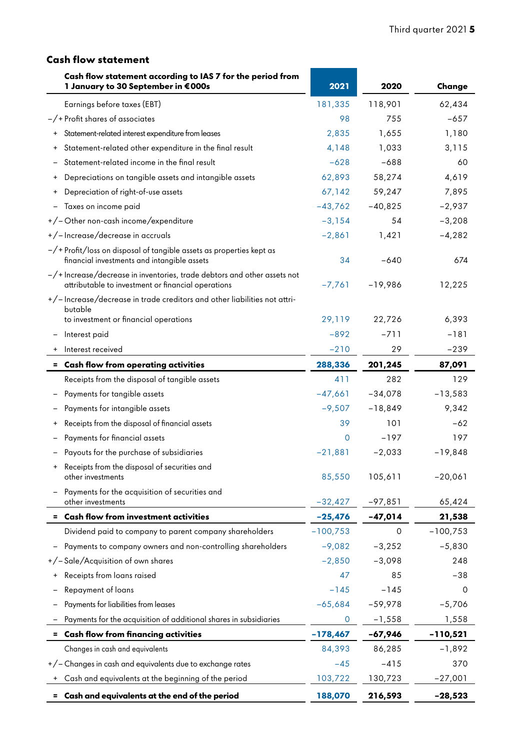## Cash flow statement

| Cash flow statement according to IAS 7 for the period from 1 January to 30 September in €000s | 2021 | 2020 | Change |
|---|---|---|---|
| Earnings before taxes (EBT) | 181,335 | 118,901 | 62,434 |
| –/+ Profit shares of associates | 98 | 755 | –657 |
| + Statement-related interest expenditure from leases | 2,835 | 1,655 | 1,180 |
| + Statement-related other expenditure in the final result | 4,148 | 1,033 | 3,115 |
| – Statement-related income in the final result | –628 | –688 | 60 |
| + Depreciations on tangible assets and intangible assets | 62,893 | 58,274 | 4,619 |
| + Depreciation of right-of-use assets | 67,142 | 59,247 | 7,895 |
| – Taxes on income paid | –43,762 | –40,825 | –2,937 |
| +/– Other non-cash income/expenditure | –3,154 | 54 | –3,208 |
| +/– Increase/decrease in accruals | –2,861 | 1,421 | –4,282 |
| –/+ Profit/loss on disposal of tangible assets as properties kept as financial investments and intangible assets | 34 | –640 | 674 |
| –/+ Increase/decrease in inventories, trade debtors and other assets not attributable to investment or financial operations | –7,761 | –19,986 | 12,225 |
| +/– Increase/decrease in trade creditors and other liabilities not attributable to investment or financial operations | 29,119 | 22,726 | 6,393 |
| – Interest paid | –892 | –711 | –181 |
| + Interest received | –210 | 29 | –239 |
| **= Cash flow from operating activities** | **288,336** | **201,245** | **87,091** |
| Receipts from the disposal of tangible assets | 411 | 282 | 129 |
| – Payments for tangible assets | –47,661 | –34,078 | –13,583 |
| – Payments for intangible assets | –9,507 | –18,849 | 9,342 |
| + Receipts from the disposal of financial assets | 39 | 101 | –62 |
| – Payments for financial assets | 0 | –197 | 197 |
| – Payouts for the purchase of subsidiaries | –21,881 | –2,033 | –19,848 |
| + Receipts from the disposal of securities and other investments | 85,550 | 105,611 | –20,061 |
| – Payments for the acquisition of securities and other investments | –32,427 | –97,851 | 65,424 |
| **= Cash flow from investment activities** | **–25,476** | **–47,014** | **21,538** |
| Dividend paid to company to parent company shareholders | –100,753 | 0 | –100,753 |
| – Payments to company owners and non-controlling shareholders | –9,082 | –3,252 | –5,830 |
| +/– Sale/Acquisition of own shares | –2,850 | –3,098 | 248 |
| + Receipts from loans raised | 47 | 85 | –38 |
| – Repayment of loans | –145 | –145 | 0 |
| – Payments for liabilities from leases | –65,684 | –59,978 | –5,706 |
| – Payments for the acquisition of additional shares in subsidiaries | 0 | –1,558 | 1,558 |
| **= Cash flow from financing activities** | **–178,467** | **–67,946** | **–110,521** |
| Changes in cash and equivalents | 84,393 | 86,285 | –1,892 |
| +/– Changes in cash and equivalents due to exchange rates | –45 | –415 | 370 |
| + Cash and equivalents at the beginning of the period | 103,722 | 130,723 | –27,001 |
| **= Cash and equivalents at the end of the period** | **188,070** | **216,593** | **–28,523** |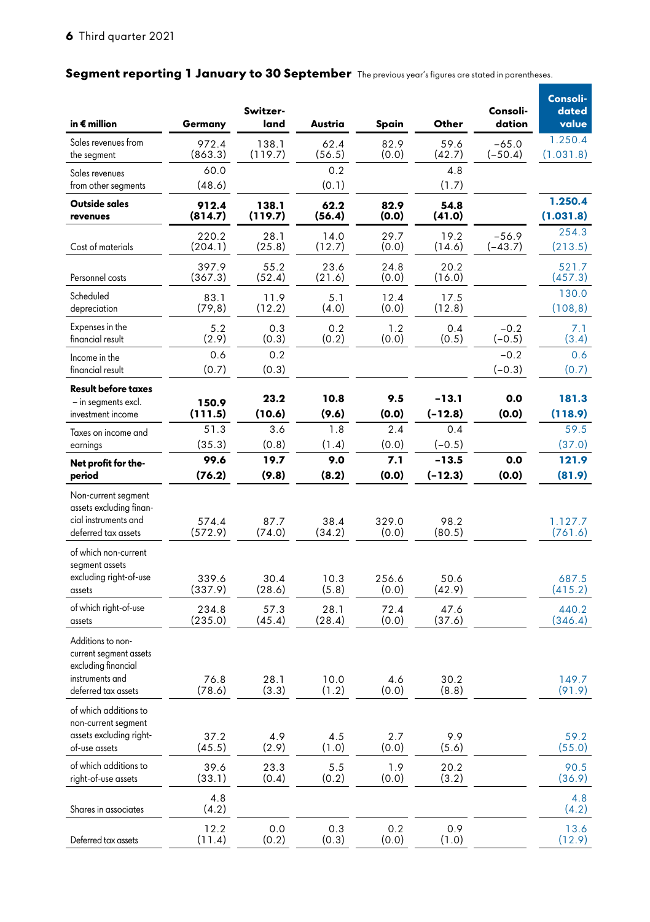## Segment reporting 1 January to 30 September

The previous year's figures are stated in parentheses.

| in € million | Germany | Switzer-land | Austria | Spain | Other | Consoli-dation | Consoli-dated value |
|---|---|---|---|---|---|---|---|
| Sales revenues from the segment | 972.4 (863.3) | 138.1 (119.7) | 62.4 (56.5) | 82.9 (0.0) | 59.6 (42.7) | −65.0 (−50.4) | 1.250.4 (1.031.8) |
| Sales revenues from other segments | 60.0 (48.6) | | 0.2 (0.1) | | 4.8 (1.7) | | |
| **Outside sales revenues** | **912.4 (814.7)** | **138.1 (119.7)** | **62.2 (56.4)** | **82.9 (0.0)** | **54.8 (41.0)** | | **1.250.4 (1.031.8)** |
| Cost of materials | 220.2 (204.1) | 28.1 (25.8) | 14.0 (12.7) | 29.7 (0.0) | 19.2 (14.6) | −56.9 (−43.7) | 254.3 (213.5) |
| Personnel costs | 397.9 (367.3) | 55.2 (52.4) | 23.6 (21.6) | 24.8 (0.0) | 20.2 (16.0) | | 521.7 (457.3) |
| Scheduled depreciation | 83.1 (79,8) | 11.9 (12.2) | 5.1 (4.0) | 12.4 (0.0) | 17.5 (12.8) | | 130.0 (108,8) |
| Expenses in the financial result | 5.2 (2.9) | 0.3 (0.3) | 0.2 (0.2) | 1.2 (0.0) | 0.4 (0.5) | −0.2 (−0.5) | 7.1 (3.4) |
| Income in the financial result | 0.6 (0.7) | 0.2 (0.3) | | | | −0.2 (−0.3) | 0.6 (0.7) |
| **Result before taxes** – in segments excl. investment income | **150.9 (111.5)** | **23.2 (10.6)** | **10.8 (9.6)** | **9.5 (0.0)** | **−13.1 (−12.8)** | **0.0 (0.0)** | **181.3 (118.9)** |
| Taxes on income and earnings | 51.3 (35.3) | 3.6 (0.8) | 1.8 (1.4) | 2.4 (0.0) | 0.4 (−0.5) | | 59.5 (37.0) |
| **Net profit for the-period** | **99.6 (76.2)** | **19.7 (9.8)** | **9.0 (8.2)** | **7.1 (0.0)** | **−13.5 (−12.3)** | **0.0 (0.0)** | **121.9 (81.9)** |
| Non-current segment assets excluding financial instruments and deferred tax assets | 574.4 (572.9) | 87.7 (74.0) | 38.4 (34.2) | 329.0 (0.0) | 98.2 (80.5) | | 1.127.7 (761.6) |
| of which non-current segment assets excluding right-of-use assets | 339.6 (337.9) | 30.4 (28.6) | 10.3 (5.8) | 256.6 (0.0) | 50.6 (42.9) | | 687.5 (415.2) |
| of which right-of-use assets | 234.8 (235.0) | 57.3 (45.4) | 28.1 (28.4) | 72.4 (0.0) | 47.6 (37.6) | | 440.2 (346.4) |
| Additions to non-current segment assets excluding financial instruments and deferred tax assets | 76.8 (78.6) | 28.1 (3.3) | 10.0 (1.2) | 4.6 (0.0) | 30.2 (8.8) | | 149.7 (91.9) |
| of which additions to non-current segment assets excluding right-of-use assets | 37.2 (45.5) | 4.9 (2.9) | 4.5 (1.0) | 2.7 (0.0) | 9.9 (5.6) | | 59.2 (55.0) |
| of which additions to right-of-use assets | 39.6 (33.1) | 23.3 (0.4) | 5.5 (0.2) | 1.9 (0.0) | 20.2 (3.2) | | 90.5 (36.9) |
| Shares in associates | 4.8 (4.2) | | | | | | 4.8 (4.2) |
| Deferred tax assets | 12.2 (11.4) | 0.0 (0.2) | 0.3 (0.3) | 0.2 (0.0) | 0.9 (1.0) | | 13.6 (12.9) |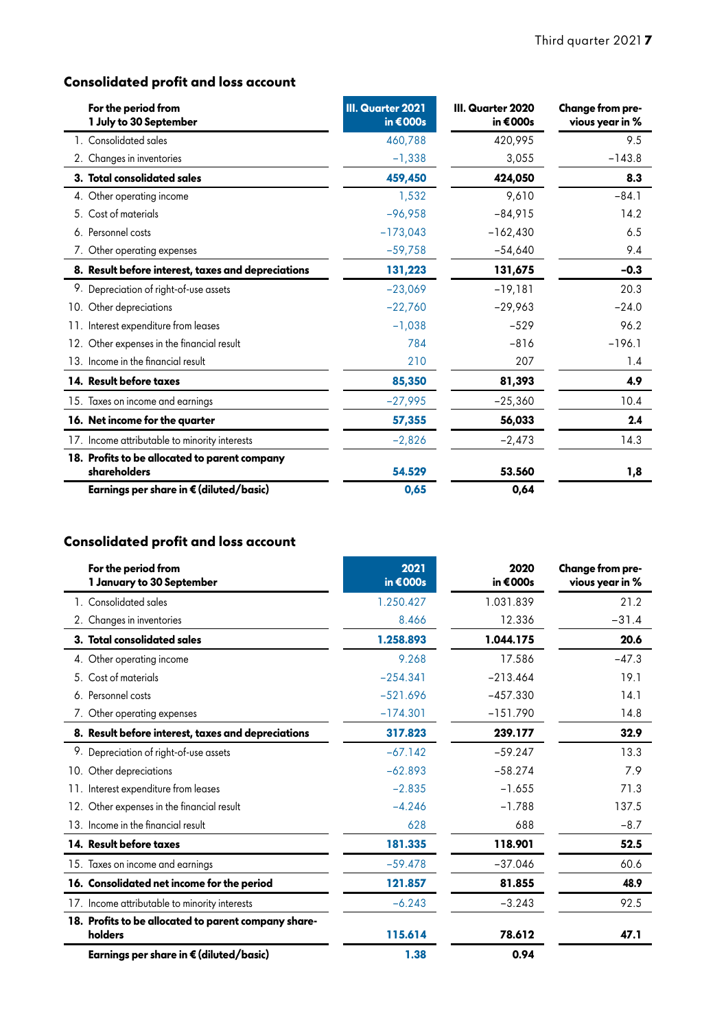## Consolidated profit and loss account

| For the period from 1 July to 30 September | III. Quarter 2021 in €000s | III. Quarter 2020 in €000s | Change from previous year in % |
|---|---|---|---|
| 1. Consolidated sales | 460,788 | 420,995 | 9.5 |
| 2. Changes in inventories | −1,338 | 3,055 | −143.8 |
| **3. Total consolidated sales** | **459,450** | **424,050** | **8.3** |
| 4. Other operating income | 1,532 | 9,610 | −84.1 |
| 5. Cost of materials | −96,958 | −84,915 | 14.2 |
| 6. Personnel costs | −173,043 | −162,430 | 6.5 |
| 7. Other operating expenses | −59,758 | −54,640 | 9.4 |
| **8. Result before interest, taxes and depreciations** | **131,223** | **131,675** | **−0.3** |
| 9. Depreciation of right-of-use assets | −23,069 | −19,181 | 20.3 |
| 10. Other depreciations | −22,760 | −29,963 | −24.0 |
| 11. Interest expenditure from leases | −1,038 | −529 | 96.2 |
| 12. Other expenses in the financial result | 784 | −816 | −196.1 |
| 13. Income in the financial result | 210 | 207 | 1.4 |
| **14. Result before taxes** | **85,350** | **81,393** | **4.9** |
| 15. Taxes on income and earnings | −27,995 | −25,360 | 10.4 |
| **16. Net income for the quarter** | **57,355** | **56,033** | **2.4** |
| 17. Income attributable to minority interests | −2,826 | −2,473 | 14.3 |
| **18. Profits to be allocated to parent company shareholders** | **54.529** | **53.560** | **1,8** |
| **Earnings per share in € (diluted/basic)** | **0,65** | **0,64** | |

## Consolidated profit and loss account

| For the period from 1 January to 30 September | 2021 in €000s | 2020 in €000s | Change from previous year in % |
|---|---|---|---|
| 1. Consolidated sales | 1.250.427 | 1.031.839 | 21.2 |
| 2. Changes in inventories | 8.466 | 12.336 | −31.4 |
| **3. Total consolidated sales** | **1.258.893** | **1.044.175** | **20.6** |
| 4. Other operating income | 9.268 | 17.586 | −47.3 |
| 5. Cost of materials | −254.341 | −213.464 | 19.1 |
| 6. Personnel costs | −521.696 | −457.330 | 14.1 |
| 7. Other operating expenses | −174.301 | −151.790 | 14.8 |
| **8. Result before interest, taxes and depreciations** | **317.823** | **239.177** | **32.9** |
| 9. Depreciation of right-of-use assets | −67.142 | −59.247 | 13.3 |
| 10. Other depreciations | −62.893 | −58.274 | 7.9 |
| 11. Interest expenditure from leases | −2.835 | −1.655 | 71.3 |
| 12. Other expenses in the financial result | −4.246 | −1.788 | 137.5 |
| 13. Income in the financial result | 628 | 688 | −8.7 |
| **14. Result before taxes** | **181.335** | **118.901** | **52.5** |
| 15. Taxes on income and earnings | −59.478 | −37.046 | 60.6 |
| **16. Consolidated net income for the period** | **121.857** | **81.855** | **48.9** |
| 17. Income attributable to minority interests | −6.243 | −3.243 | 92.5 |
| **18. Profits to be allocated to parent company shareholders** | **115.614** | **78.612** | **47.1** |
| **Earnings per share in € (diluted/basic)** | **1.38** | **0.94** | |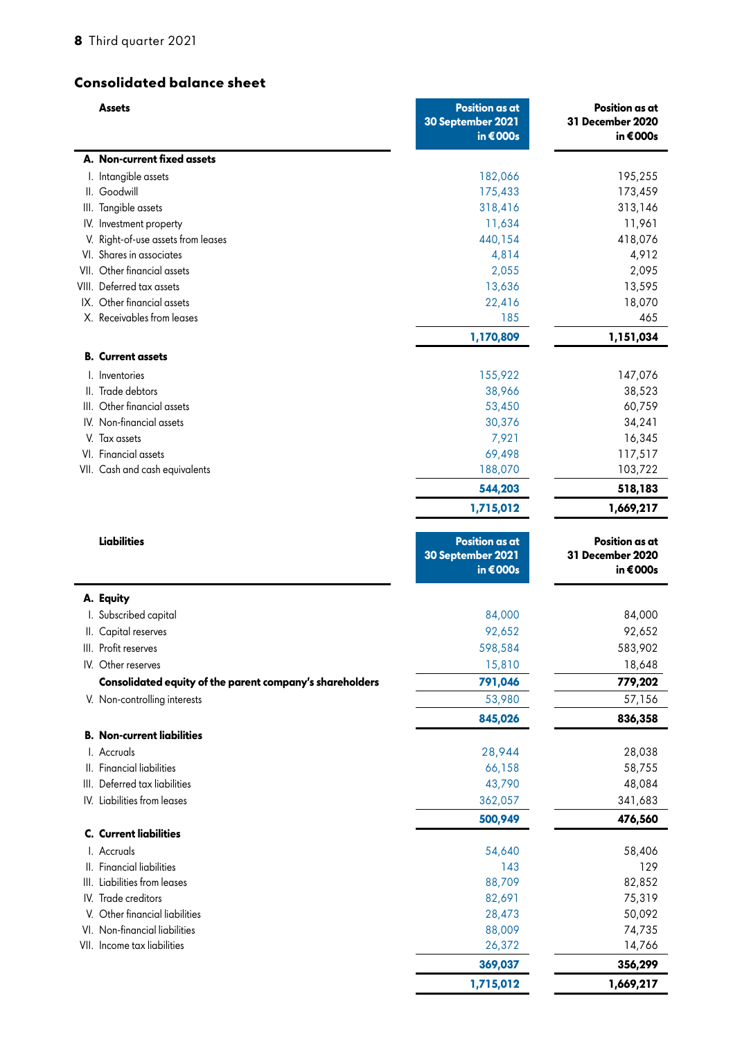## Consolidated balance sheet

| Assets | Position as at 30 September 2021 in €000s | Position as at 31 December 2020 in €000s |
|---|---|---|
| **A. Non-current fixed assets** | | |
| I. Intangible assets | 182,066 | 195,255 |
| II. Goodwill | 175,433 | 173,459 |
| III. Tangible assets | 318,416 | 313,146 |
| IV. Investment property | 11,634 | 11,961 |
| V. Right-of-use assets from leases | 440,154 | 418,076 |
| VI. Shares in associates | 4,814 | 4,912 |
| VII. Other financial assets | 2,055 | 2,095 |
| VIII. Deferred tax assets | 13,636 | 13,595 |
| IX. Other financial assets | 22,416 | 18,070 |
| X. Receivables from leases | 185 | 465 |
| | **1,170,809** | **1,151,034** |
| **B. Current assets** | | |
| I. Inventories | 155,922 | 147,076 |
| II. Trade debtors | 38,966 | 38,523 |
| III. Other financial assets | 53,450 | 60,759 |
| IV. Non-financial assets | 30,376 | 34,241 |
| V. Tax assets | 7,921 | 16,345 |
| VI. Financial assets | 69,498 | 117,517 |
| VII. Cash and cash equivalents | 188,070 | 103,722 |
| | **544,203** | **518,183** |
| | **1,715,012** | **1,669,217** |

| Liabilities | Position as at 30 September 2021 in €000s | Position as at 31 December 2020 in €000s |
|---|---|---|
| **A. Equity** | | |
| I. Subscribed capital | 84,000 | 84,000 |
| II. Capital reserves | 92,652 | 92,652 |
| III. Profit reserves | 598,584 | 583,902 |
| IV. Other reserves | 15,810 | 18,648 |
| **Consolidated equity of the parent company's shareholders** | **791,046** | **779,202** |
| V. Non-controlling interests | 53,980 | 57,156 |
| | **845,026** | **836,358** |
| **B. Non-current liabilities** | | |
| I. Accruals | 28,944 | 28,038 |
| II. Financial liabilities | 66,158 | 58,755 |
| III. Deferred tax liabilities | 43,790 | 48,084 |
| IV. Liabilities from leases | 362,057 | 341,683 |
| | **500,949** | **476,560** |
| **C. Current liabilities** | | |
| I. Accruals | 54,640 | 58,406 |
| II. Financial liabilities | 143 | 129 |
| III. Liabilities from leases | 88,709 | 82,852 |
| IV. Trade creditors | 82,691 | 75,319 |
| V. Other financial liabilities | 28,473 | 50,092 |
| VI. Non-financial liabilities | 88,009 | 74,735 |
| VII. Income tax liabilities | 26,372 | 14,766 |
| | **369,037** | **356,299** |
| | **1,715,012** | **1,669,217** |